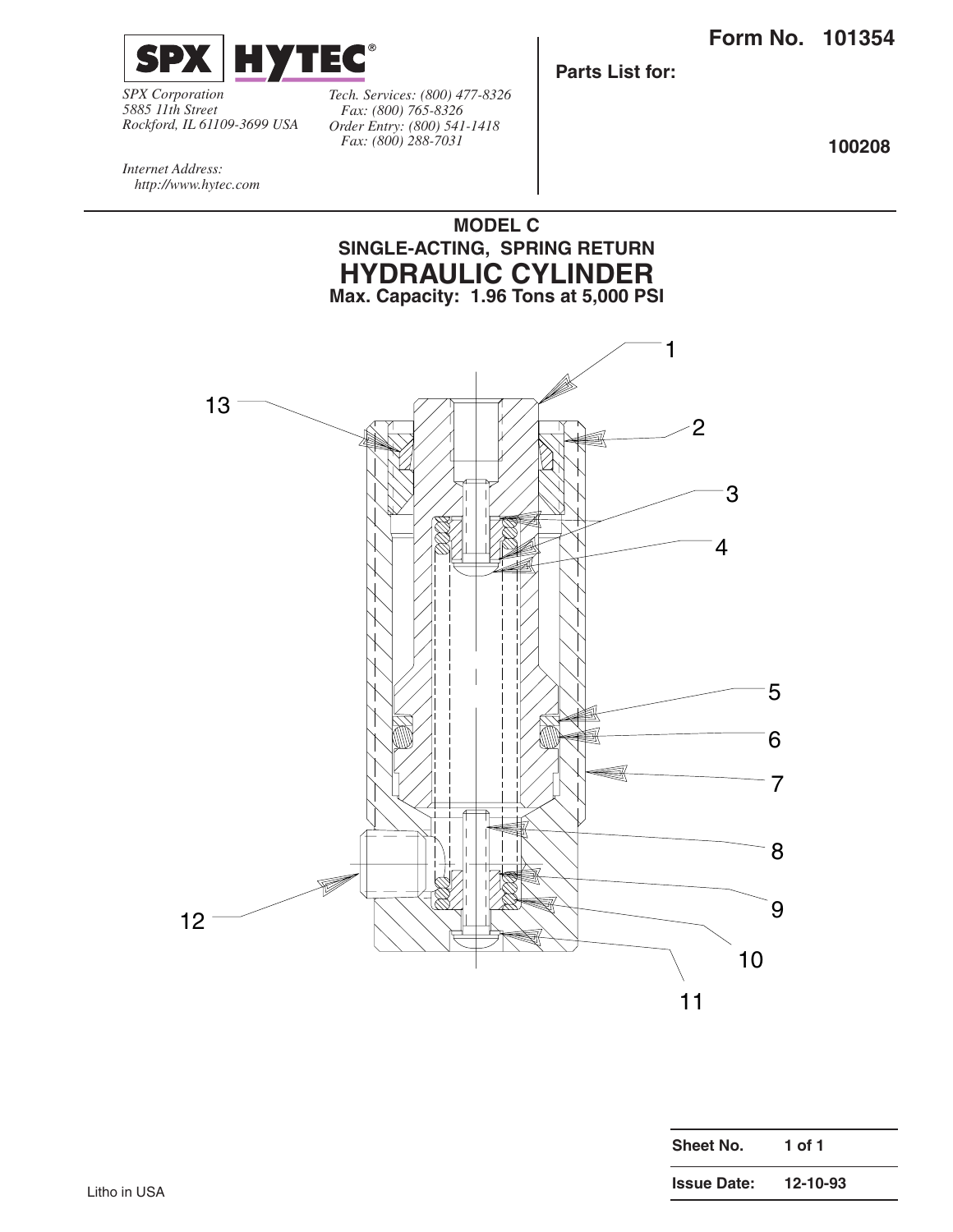SPX | HYTEC®

*SPX Corporation*
*5885 11th Street*
*Rockford, IL 61109-3699 USA*

*Tech. Services: (800) 477-8326*
*Fax: (800) 765-8326*
*Order Entry: (800) 541-1418*
*Fax: (800) 288-7031*

*Internet Address:*
*http://www.hytec.com*

**Form No. 101354**

**Parts List for:**

**100208**

## MODEL C
## SINGLE-ACTING, SPRING RETURN
# HYDRAULIC CYLINDER
### Max. Capacity: 1.96 Tons at 5,000 PSI

1
2
3
4
5
6
7
8
9
10
11
12
13

| | |
|---|---|
| **Sheet No.** | **1 of 1** |
| **Issue Date:** | **12-10-93** |

Litho in USA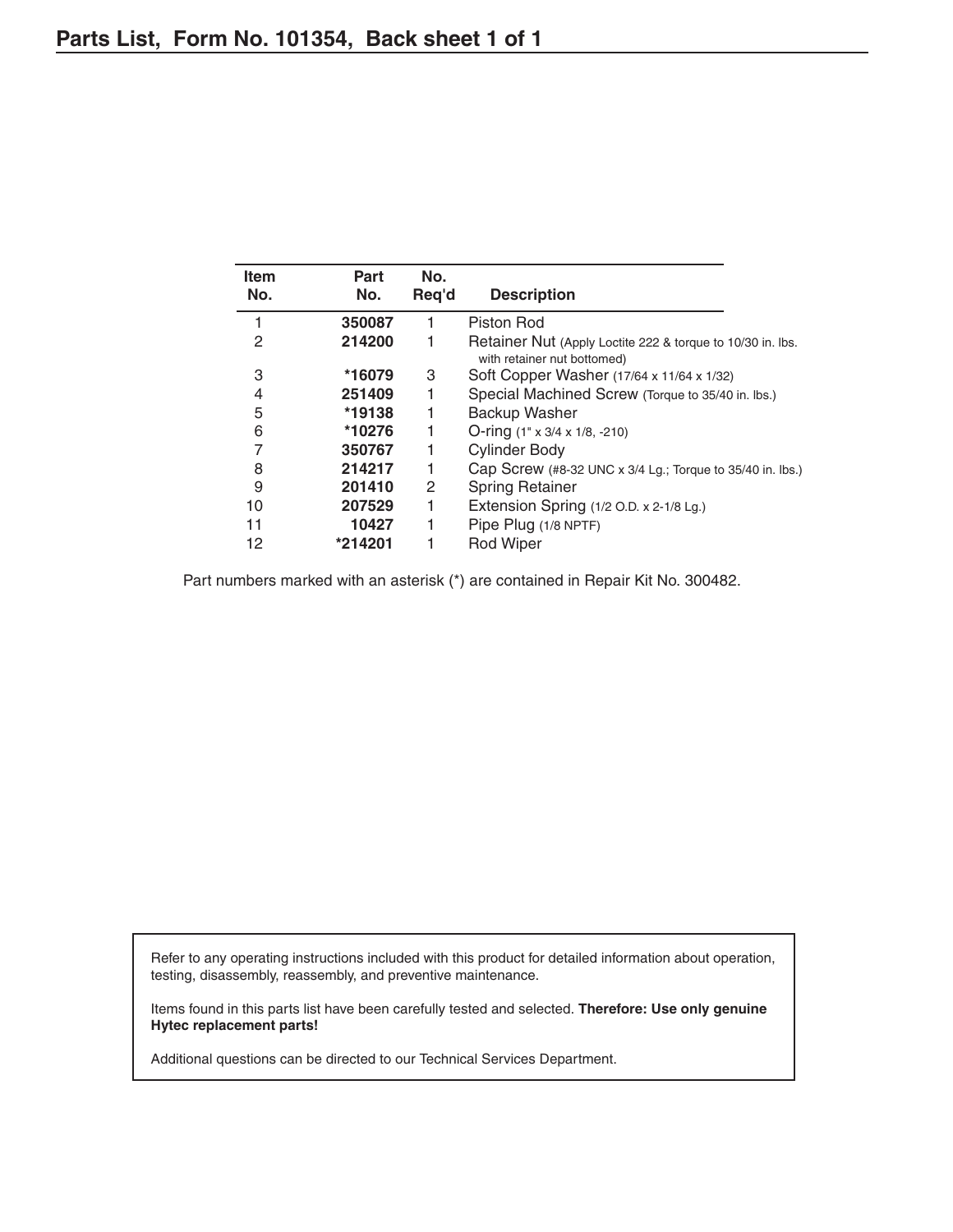## Parts List, Form No. 101354, Back sheet 1 of 1

| Item No. | Part No. | No. Req'd | Description |
|---|---|---|---|
| 1 | **350087** | 1 | Piston Rod |
| 2 | **214200** | 1 | Retainer Nut (Apply Loctite 222 & torque to 10/30 in. lbs. with retainer nut bottomed) |
| 3 | ***16079** | 3 | Soft Copper Washer (17/64 x 11/64 x 1/32) |
| 4 | **251409** | 1 | Special Machined Screw (Torque to 35/40 in. lbs.) |
| 5 | ***19138** | 1 | Backup Washer |
| 6 | ***10276** | 1 | O-ring (1" x 3/4 x 1/8, -210) |
| 7 | **350767** | 1 | Cylinder Body |
| 8 | **214217** | 1 | Cap Screw (#8-32 UNC x 3/4 Lg.; Torque to 35/40 in. lbs.) |
| 9 | **201410** | 2 | Spring Retainer |
| 10 | **207529** | 1 | Extension Spring (1/2 O.D. x 2-1/8 Lg.) |
| 11 | **10427** | 1 | Pipe Plug (1/8 NPTF) |
| 12 | ***214201** | 1 | Rod Wiper |

Part numbers marked with an asterisk (*) are contained in Repair Kit No. 300482.

Refer to any operating instructions included with this product for detailed information about operation, testing, disassembly, reassembly, and preventive maintenance.

Items found in this parts list have been carefully tested and selected. **Therefore: Use only genuine Hytec replacement parts!**

Additional questions can be directed to our Technical Services Department.